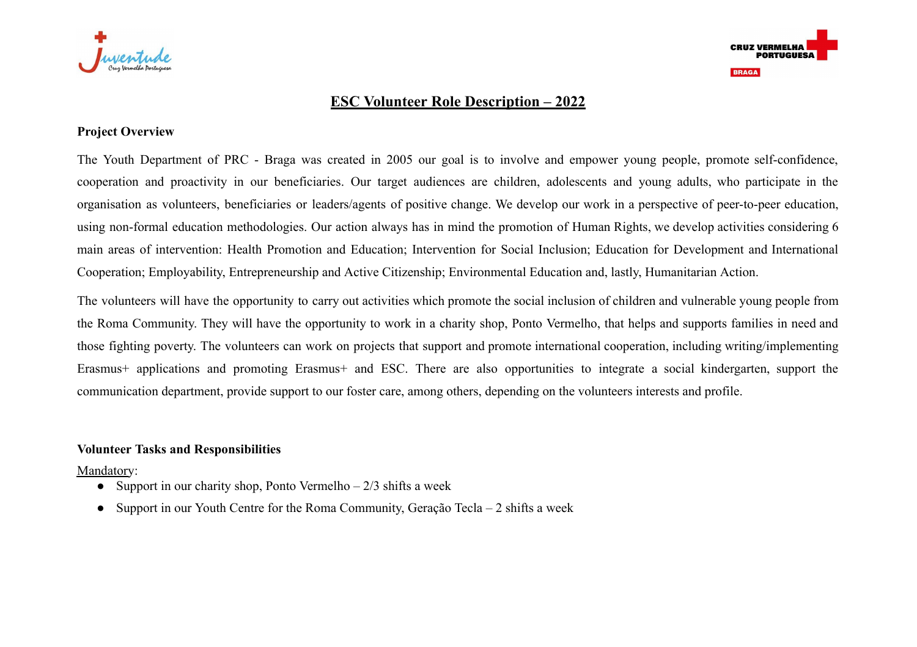# ESC Volunteer Role Description – 2022

**Project Overview**

The Youth Department of PRC - Braga was created in 2005 our goal is to involve and empower young people, promote self-confidence, cooperation and proactivity in our beneficiaries. Our target audiences are children, adolescents and young adults, who participate in the organisation as volunteers, beneficiaries or leaders/agents of positive change. We develop our work in a perspective of peer-to-peer education, using non-formal education methodologies. Our action always has in mind the promotion of Human Rights, we develop activities considering 6 main areas of intervention: Health Promotion and Education; Intervention for Social Inclusion; Education for Development and International Cooperation; Employability, Entrepreneurship and Active Citizenship; Environmental Education and, lastly, Humanitarian Action.

The volunteers will have the opportunity to carry out activities which promote the social inclusion of children and vulnerable young people from the Roma Community. They will have the opportunity to work in a charity shop, Ponto Vermelho, that helps and supports families in need and those fighting poverty. The volunteers can work on projects that support and promote international cooperation, including writing/implementing Erasmus+ applications and promoting Erasmus+ and ESC. There are also opportunities to integrate a social kindergarten, support the communication department, provide support to our foster care, among others, depending on the volunteers interests and profile.

**Volunteer Tasks and Responsibilities**

Mandatory:

- Support in our charity shop, Ponto Vermelho – 2/3 shifts a week
- Support in our Youth Centre for the Roma Community, Geração Tecla – 2 shifts a week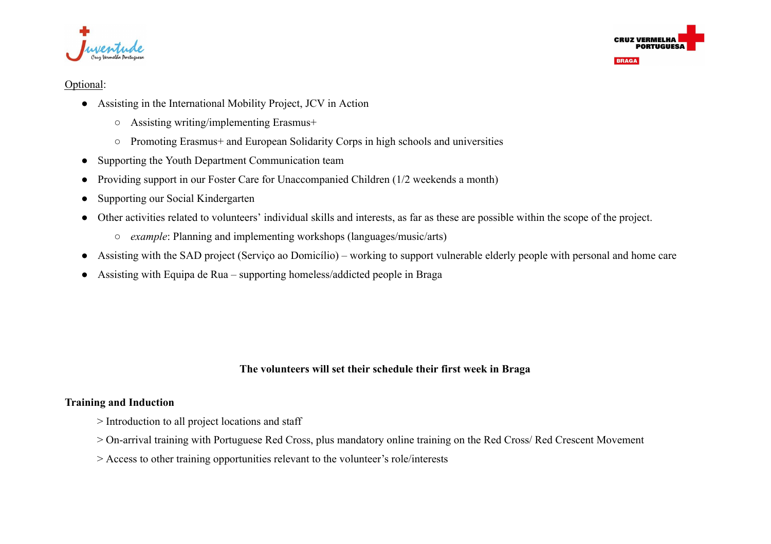Optional:

- Assisting in the International Mobility Project, JCV in Action
  - Assisting writing/implementing Erasmus+
  - Promoting Erasmus+ and European Solidarity Corps in high schools and universities
- Supporting the Youth Department Communication team
- Providing support in our Foster Care for Unaccompanied Children (1/2 weekends a month)
- Supporting our Social Kindergarten
- Other activities related to volunteers' individual skills and interests, as far as these are possible within the scope of the project.
  - *example*: Planning and implementing workshops (languages/music/arts)
- Assisting with the SAD project (Serviço ao Domicílio) – working to support vulnerable elderly people with personal and home care
- Assisting with Equipa de Rua – supporting homeless/addicted people in Braga

**The volunteers will set their schedule their first week in Braga**

**Training and Induction**

> Introduction to all project locations and staff

> On-arrival training with Portuguese Red Cross, plus mandatory online training on the Red Cross/ Red Crescent Movement

> Access to other training opportunities relevant to the volunteer's role/interests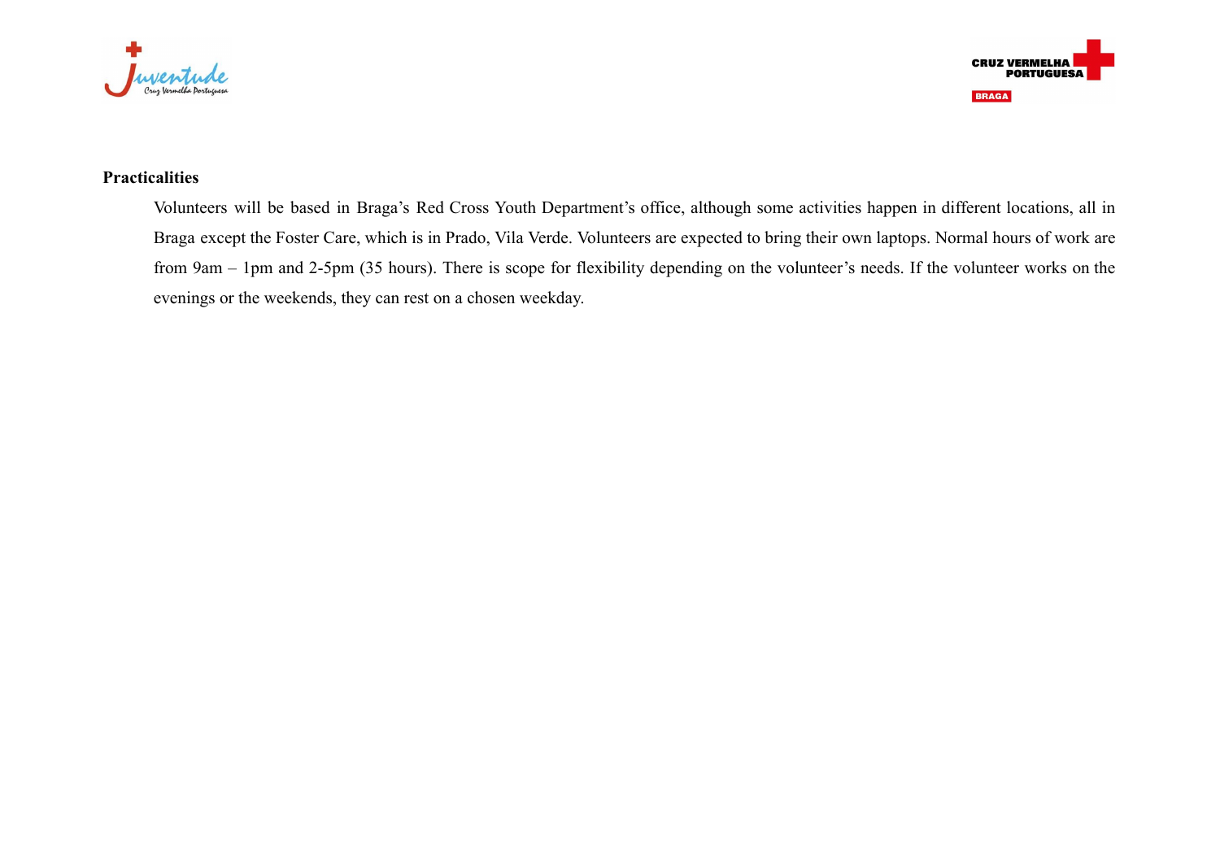**Practicalities**

Volunteers will be based in Braga's Red Cross Youth Department's office, although some activities happen in different locations, all in Braga except the Foster Care, which is in Prado, Vila Verde. Volunteers are expected to bring their own laptops. Normal hours of work are from 9am – 1pm and 2-5pm (35 hours). There is scope for flexibility depending on the volunteer's needs. If the volunteer works on the evenings or the weekends, they can rest on a chosen weekday.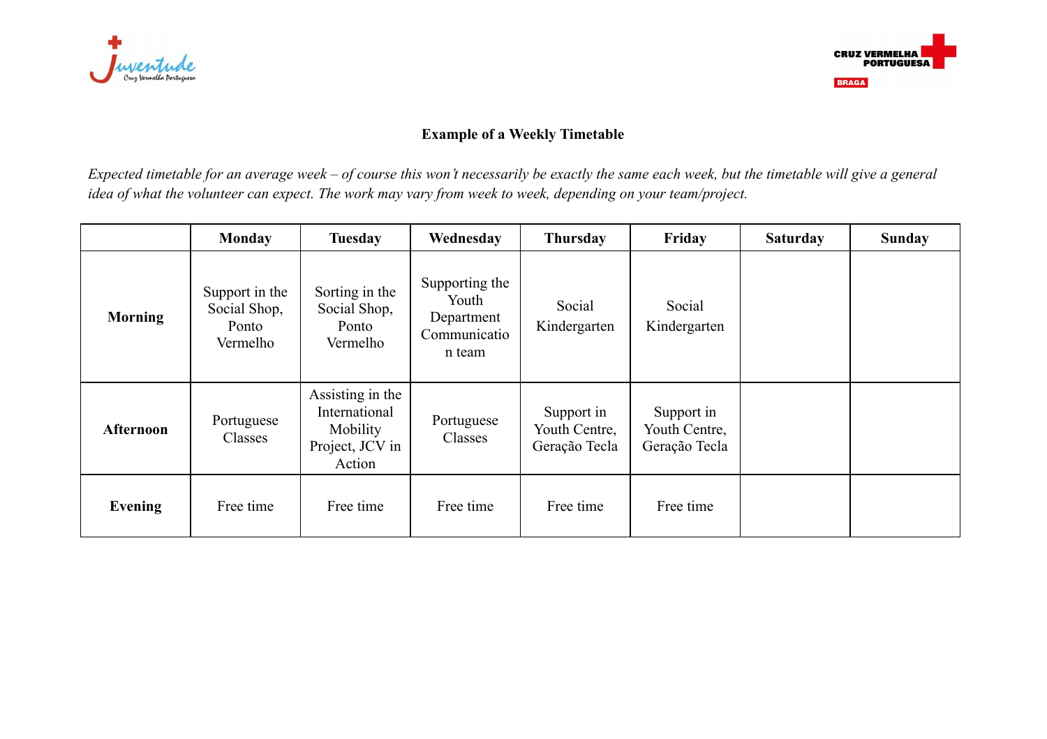## Example of a Weekly Timetable

*Expected timetable for an average week – of course this won't necessarily be exactly the same each week, but the timetable will give a general idea of what the volunteer can expect. The work may vary from week to week, depending on your team/project.*

| | Monday | Tuesday | Wednesday | Thursday | Friday | Saturday | Sunday |
|---|---|---|---|---|---|---|---|
| **Morning** | Support in the Social Shop, Ponto Vermelho | Sorting in the Social Shop, Ponto Vermelho | Supporting the Youth Department Communication team | Social Kindergarten | Social Kindergarten | | |
| **Afternoon** | Portuguese Classes | Assisting in the International Mobility Project, JCV in Action | Portuguese Classes | Support in Youth Centre, Geração Tecla | Support in Youth Centre, Geração Tecla | | |
| **Evening** | Free time | Free time | Free time | Free time | Free time | | |